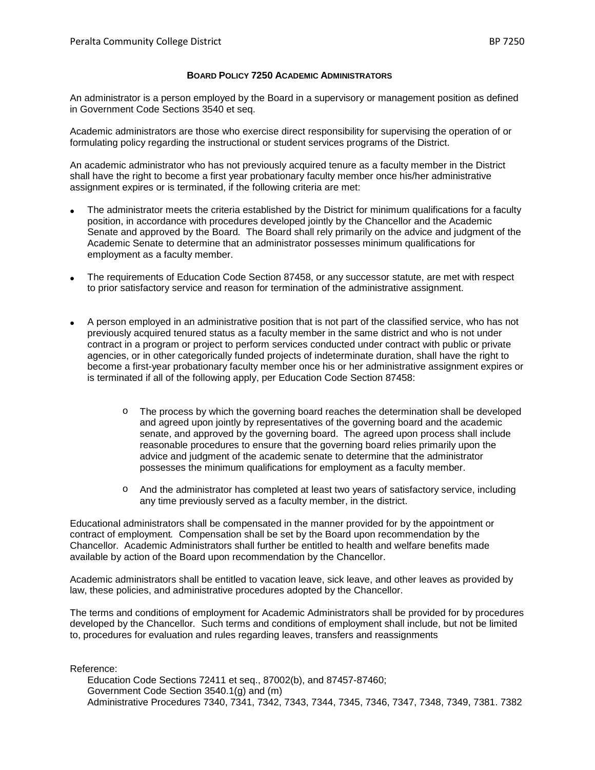# BOARD POLICY 7250 ACADEMIC ADMINISTRATORS

An administrator is a person employed by the Board in a supervisory or management position as defined in Government Code Sections 3540 et seq.

Academic administrators are those who exercise direct responsibility for supervising the operation of or formulating policy regarding the instructional or student services programs of the District.

An academic administrator who has not previously acquired tenure as a faculty member in the District shall have the right to become a first year probationary faculty member once his/her administrative assignment expires or is terminated, if the following criteria are met:

- The administrator meets the criteria established by the District for minimum qualifications for a faculty position, in accordance with procedures developed jointly by the Chancellor and the Academic Senate and approved by the Board. The Board shall rely primarily on the advice and judgment of the Academic Senate to determine that an administrator possesses minimum qualifications for employment as a faculty member.
- The requirements of Education Code Section 87458, or any successor statute, are met with respect to prior satisfactory service and reason for termination of the administrative assignment.
- A person employed in an administrative position that is not part of the classified service, who has not previously acquired tenured status as a faculty member in the same district and who is not under contract in a program or project to perform services conducted under contract with public or private agencies, or in other categorically funded projects of indeterminate duration, shall have the right to become a first-year probationary faculty member once his or her administrative assignment expires or is terminated if all of the following apply, per Education Code Section 87458:
    - The process by which the governing board reaches the determination shall be developed and agreed upon jointly by representatives of the governing board and the academic senate, and approved by the governing board. The agreed upon process shall include reasonable procedures to ensure that the governing board relies primarily upon the advice and judgment of the academic senate to determine that the administrator possesses the minimum qualifications for employment as a faculty member.
    - And the administrator has completed at least two years of satisfactory service, including any time previously served as a faculty member, in the district.

Educational administrators shall be compensated in the manner provided for by the appointment or contract of employment. Compensation shall be set by the Board upon recommendation by the Chancellor. Academic Administrators shall further be entitled to health and welfare benefits made available by action of the Board upon recommendation by the Chancellor.

Academic administrators shall be entitled to vacation leave, sick leave, and other leaves as provided by law, these policies, and administrative procedures adopted by the Chancellor.

The terms and conditions of employment for Academic Administrators shall be provided for by procedures developed by the Chancellor. Such terms and conditions of employment shall include, but not be limited to, procedures for evaluation and rules regarding leaves, transfers and reassignments

Reference:

Education Code Sections 72411 et seq., 87002(b), and 87457-87460;
Government Code Section 3540.1(g) and (m)
Administrative Procedures 7340, 7341, 7342, 7343, 7344, 7345, 7346, 7347, 7348, 7349, 7381. 7382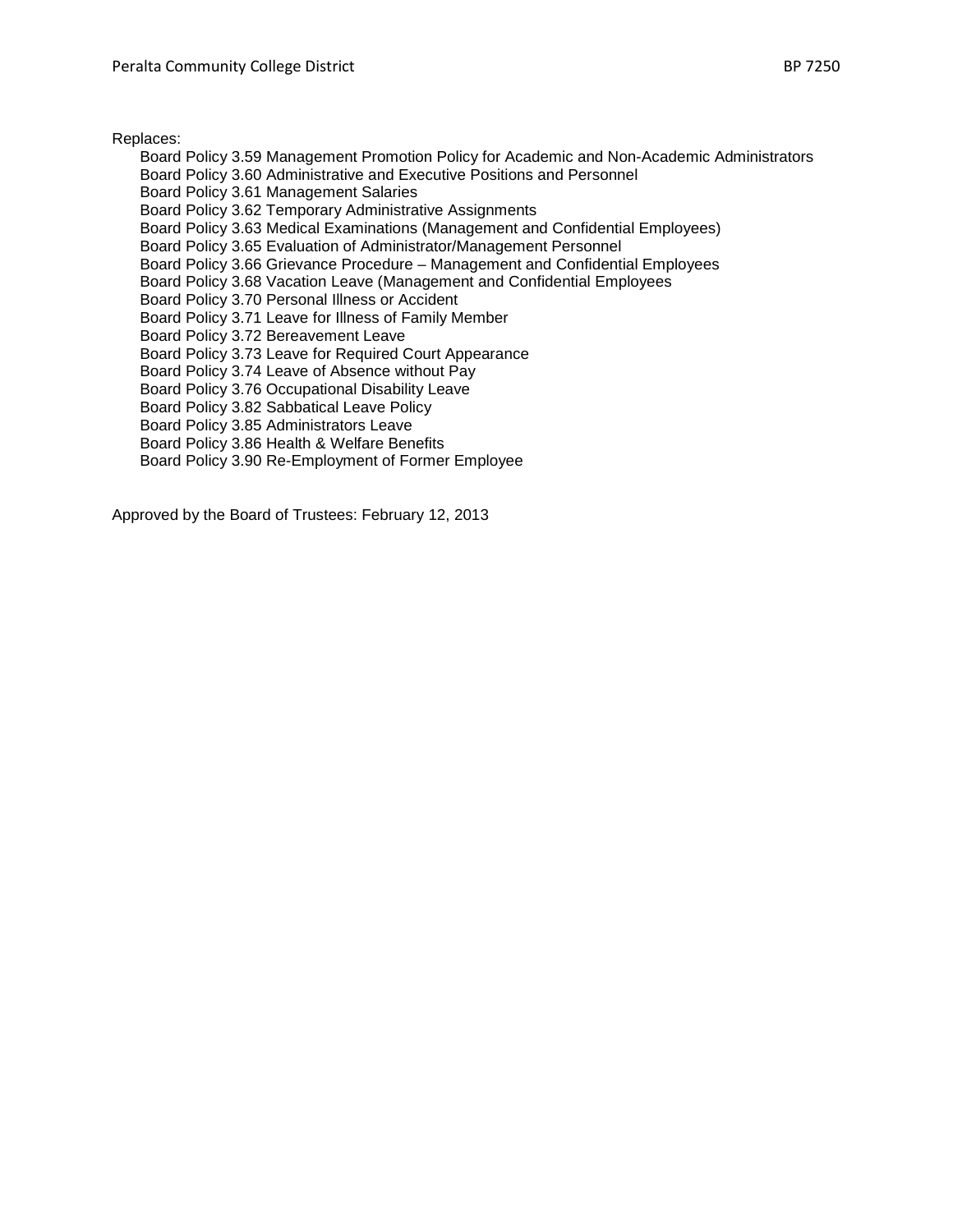Replaces:

- Board Policy 3.59 Management Promotion Policy for Academic and Non-Academic Administrators
- Board Policy 3.60 Administrative and Executive Positions and Personnel
- Board Policy 3.61 Management Salaries
- Board Policy 3.62 Temporary Administrative Assignments
- Board Policy 3.63 Medical Examinations (Management and Confidential Employees)
- Board Policy 3.65 Evaluation of Administrator/Management Personnel
- Board Policy 3.66 Grievance Procedure – Management and Confidential Employees
- Board Policy 3.68 Vacation Leave (Management and Confidential Employees
- Board Policy 3.70 Personal Illness or Accident
- Board Policy 3.71 Leave for Illness of Family Member
- Board Policy 3.72 Bereavement Leave
- Board Policy 3.73 Leave for Required Court Appearance
- Board Policy 3.74 Leave of Absence without Pay
- Board Policy 3.76 Occupational Disability Leave
- Board Policy 3.82 Sabbatical Leave Policy
- Board Policy 3.85 Administrators Leave
- Board Policy 3.86 Health & Welfare Benefits
- Board Policy 3.90 Re-Employment of Former Employee

Approved by the Board of Trustees: February 12, 2013